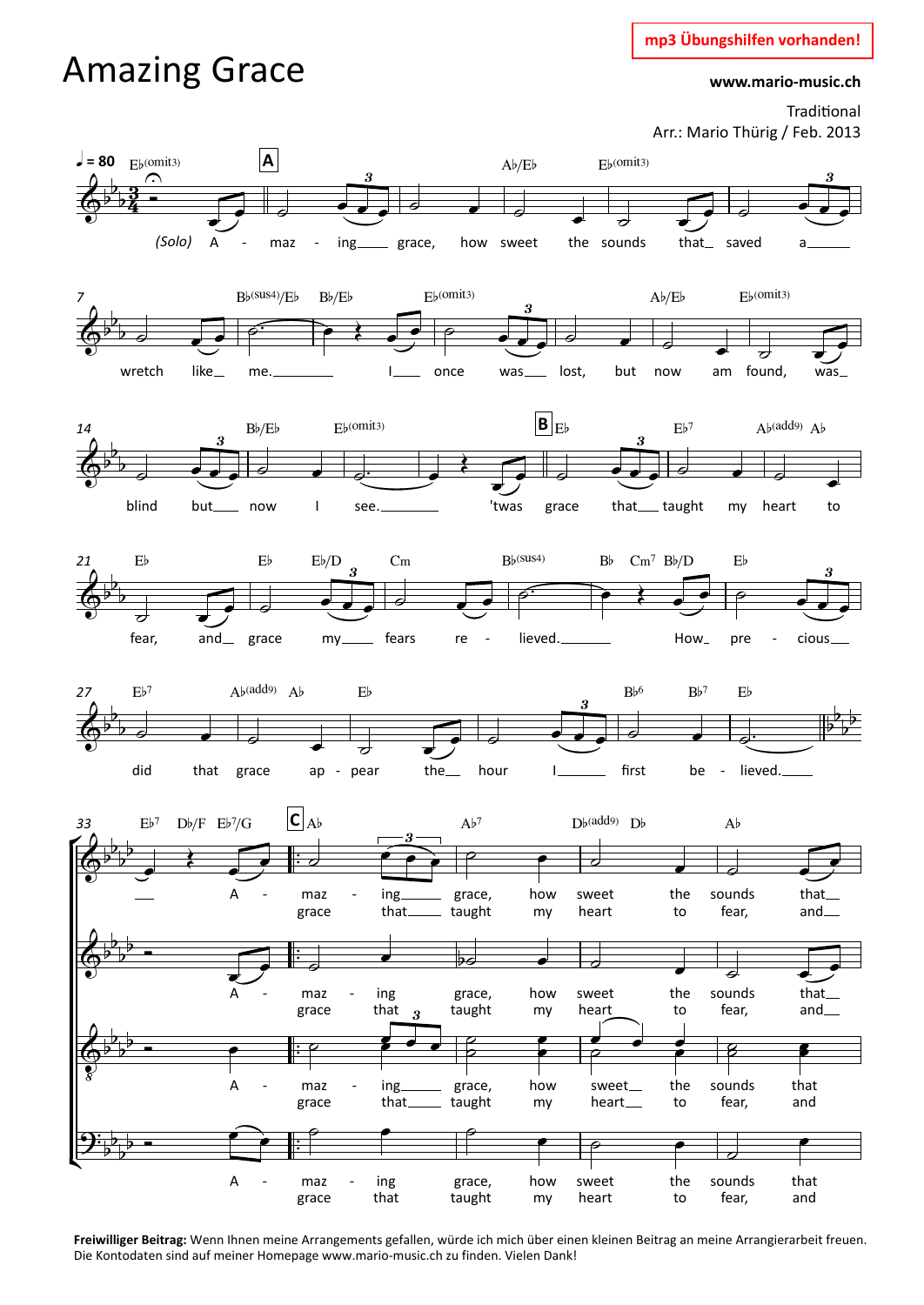# Amazing Grace

**mp3 Übungshilfen vorhanden!**

**www.mario-music.ch**

Traditional
Arr.: Mario Thürig / Feb. 2013

**Freiwilliger Beitrag:** Wenn Ihnen meine Arrangements gefallen, würde ich mich über einen kleinen Beitrag an meine Arrangierarbeit freuen. Die Kontodaten sind auf meiner Homepage www.mario-music.ch zu finden. Vielen Dank!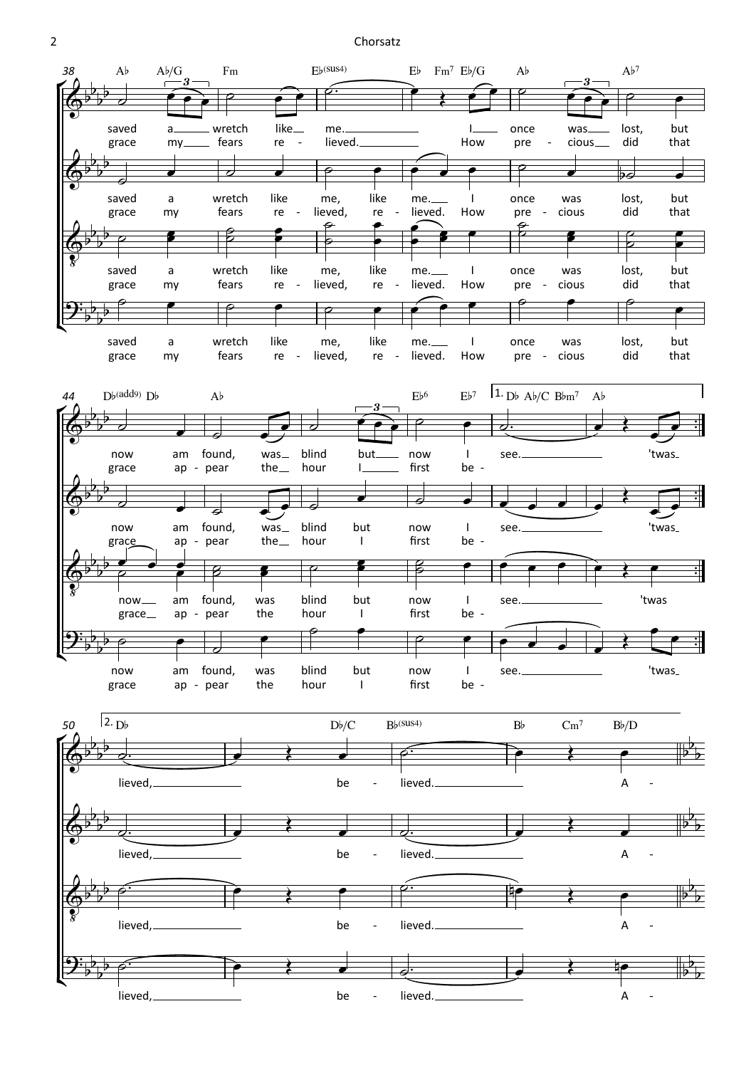38

saved a wretch like me. I once was lost, but
grace my fears re - lieved. How pre - cious did that

44

now am found, was blind but now I see. 'twas
grace ap - pear the hour I first be -

50

lieved, be - lieved. A -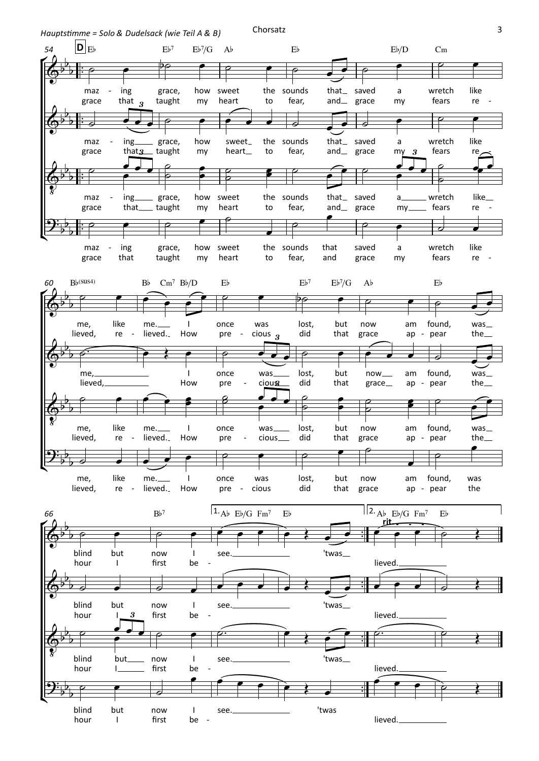*Hauptstimme = Solo & Dudelsack (wie Teil A & B)*

Chorsatz

**D**

54 E♭ E♭7 E♭7/G A♭ E♭ E♭/D Cm

maz - ing grace, how sweet the sounds that_ saved a wretch like
grace that taught my heart to fear, and_ grace my fears re -

60 B♭(sus4) B♭ Cm7 B♭/D E♭ E♭7 E♭7/G A♭ E♭

me, like me.___ I once was lost, but now am found, was_
lieved, re - lieved._ How pre - cious did that grace ap - pear the_

66 B♭7 1. A♭ E♭/G Fm7 E♭ 2. A♭ E♭/G Fm7 E♭

rit.

blind but now I see._______ 'twas_
hour I first be - lieved._______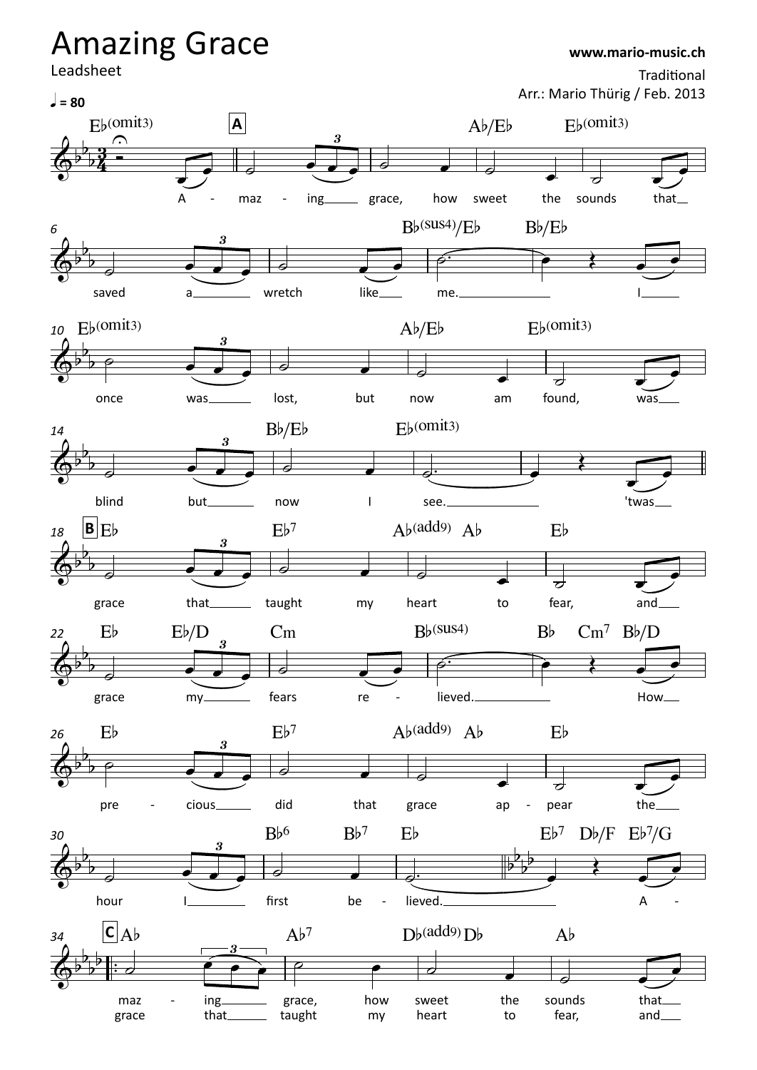# Amazing Grace

Leadsheet

www.mario-music.ch

Traditional

Arr.: Mario Thürig / Feb. 2013

♩ = 80

Eb(omit3) | **A** | Ab/Eb | Eb(omit3)

A - maz - ing grace, how sweet the sounds that

Bb(sus4)/Eb | Bb/Eb

saved a wretch like me. I

Eb(omit3) | Ab/Eb | Eb(omit3)

once was lost, but now am found, was

Bb/Eb | Eb(omit3)

blind but now I see. 'twas

**B** Eb | Eb7 | Ab(add9) Ab | Eb

grace that taught my heart to fear, and

Eb Eb/D | Cm | Bb(sus4) | Bb Cm7 Bb/D

grace my fears re - lieved. How

Eb | Eb7 | Ab(add9) Ab | Eb

pre - cious did that grace ap - pear the

Bb6 Bb7 | Eb | Eb7 Db/F Eb7/G

hour I first be - lieved. A -

**C** Ab | Ab7 | Db(add9) Db | Ab

maz - ing grace, how sweet the sounds that

grace that taught my heart to fear, and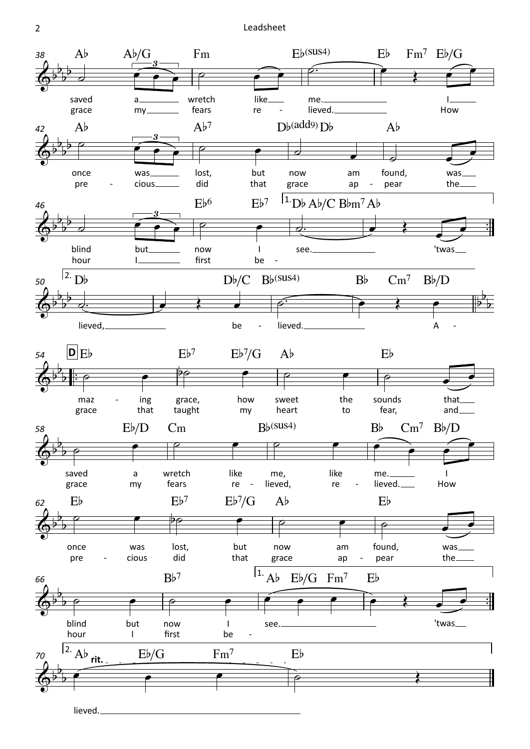38 Ab Ab/G Fm Eb(sus4) Eb Fm7 Eb/G

saved a wretch like me. I
grace my fears re - lieved. How

42 Ab Ab7 Db(add9) Db Ab

once was lost, but now am found, was
pre - cious did that grace ap - pear the

46 Eb6 Eb7 1. Db Ab/C Bbm7 Ab

blind but now I see. 'twas
hour I first be -

50 2. Db Db/C Bb(sus4) Bb Cm7 Bb/D

lieved, be - lieved. A -

54 **D** Eb Eb7 Eb7/G Ab Eb

maz - ing grace, how sweet the sounds that
grace that taught my heart to fear, and

58 Eb/D Cm Bb(sus4) Bb Cm7 Bb/D

saved a wretch like me, like me. I
grace my fears re - lieved, re - lieved. How

62 Eb Eb7 Eb7/G Ab Eb

once was lost, but now am found, was
pre - cious did that grace ap - pear the

66 Bb7 1. Ab Eb/G Fm7 Eb

blind but now I see. 'twas
hour I first be -

70 2. Ab rit. Eb/G Fm7 Eb

lieved.